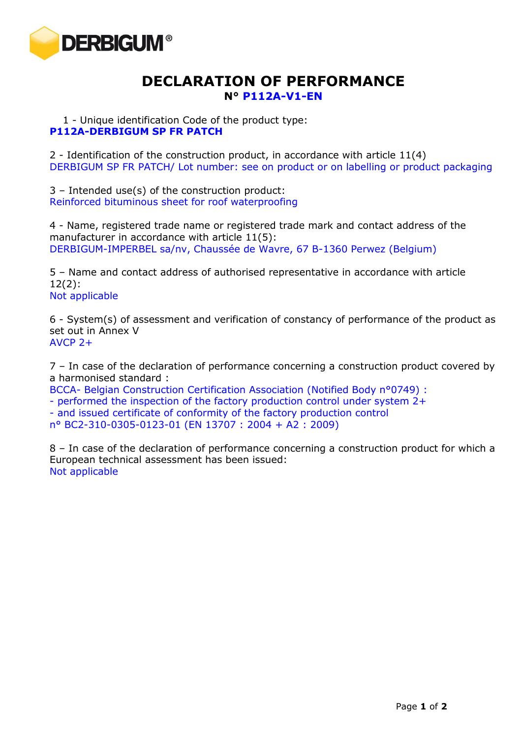DERBIGUM®

# DECLARATION OF PERFORMANCE

**N° P112A-V1-EN**

1 - Unique identification Code of the product type:
**P112A-DERBIGUM SP FR PATCH**

2 - Identification of the construction product, in accordance with article 11(4)
DERBIGUM SP FR PATCH/ Lot number: see on product or on labelling or product packaging

3 – Intended use(s) of the construction product:
Reinforced bituminous sheet for roof waterproofing

4 - Name, registered trade name or registered trade mark and contact address of the manufacturer in accordance with article 11(5):
DERBIGUM-IMPERBEL sa/nv, Chaussée de Wavre, 67 B-1360 Perwez (Belgium)

5 – Name and contact address of authorised representative in accordance with article 12(2):
Not applicable

6 - System(s) of assessment and verification of constancy of performance of the product as set out in Annex V
AVCP 2+

7 – In case of the declaration of performance concerning a construction product covered by a harmonised standard :
BCCA- Belgian Construction Certification Association (Notified Body n°0749) :
- performed the inspection of the factory production control under system 2+
- and issued certificate of conformity of the factory production control
n° BC2-310-0305-0123-01 (EN 13707 : 2004 + A2 : 2009)

8 – In case of the declaration of performance concerning a construction product for which a European technical assessment has been issued:
Not applicable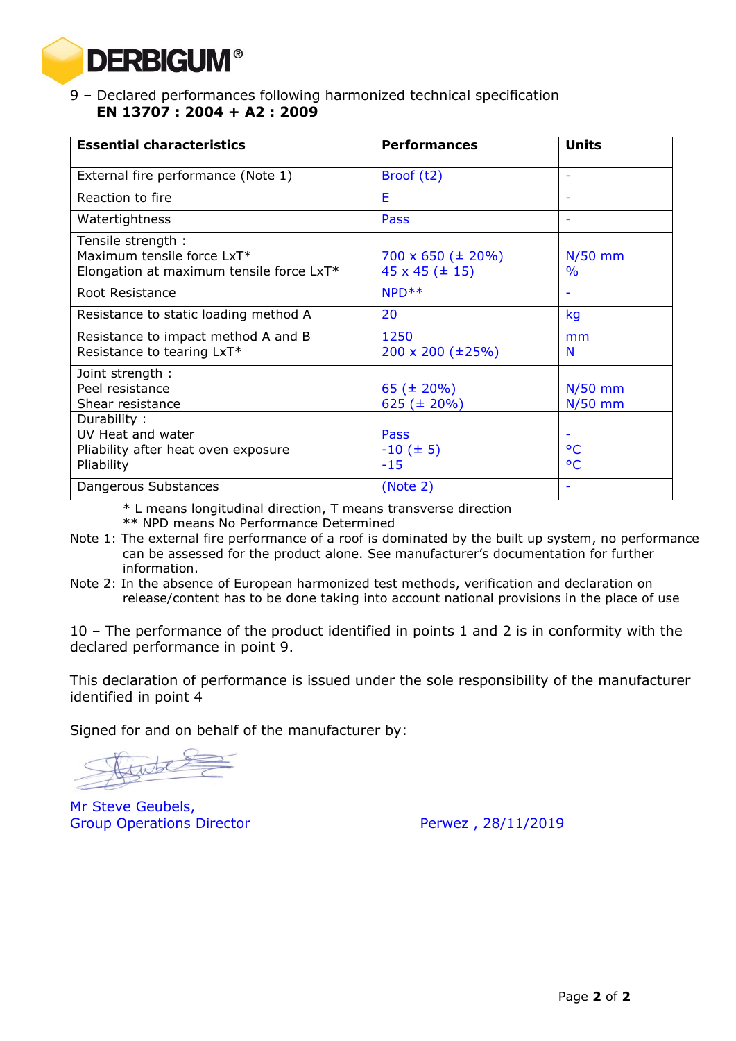9 – Declared performances following harmonized technical specification
**EN 13707 : 2004 + A2 : 2009**

| **Essential characteristics** | **Performances** | **Units** |
|---|---|---|
| External fire performance (Note 1) | Broof (t2) | - |
| Reaction to fire | E | - |
| Watertightness | Pass | - |
| Tensile strength :<br>Maximum tensile force LxT*<br>Elongation at maximum tensile force LxT* | <br>700 x 650 (± 20%)<br>45 x 45 (± 15) | <br>N/50 mm<br>% |
| Root Resistance | NPD** | - |
| Resistance to static loading method A | 20 | kg |
| Resistance to impact method A and B<br>Resistance to tearing LxT* | 1250<br>200 x 200 (±25%) | mm<br>N |
| Joint strength :<br>Peel resistance<br>Shear resistance | <br>65 (± 20%)<br>625 (± 20%) | <br>N/50 mm<br>N/50 mm |
| Durability :<br>UV Heat and water<br>Pliability after heat oven exposure | <br>Pass<br>-10 (± 5) | <br>-<br>°C |
| Pliability | -15 | °C |
| Dangerous Substances | (Note 2) | - |

\* L means longitudinal direction, T means transverse direction
\*\* NPD means No Performance Determined

Note 1: The external fire performance of a roof is dominated by the built up system, no performance can be assessed for the product alone. See manufacturer's documentation for further information.

Note 2: In the absence of European harmonized test methods, verification and declaration on release/content has to be done taking into account national provisions in the place of use

10 – The performance of the product identified in points 1 and 2 is in conformity with the declared performance in point 9.

This declaration of performance is issued under the sole responsibility of the manufacturer identified in point 4

Signed for and on behalf of the manufacturer by:

Mr Steve Geubels,
Group Operations Director

Perwez , 28/11/2019